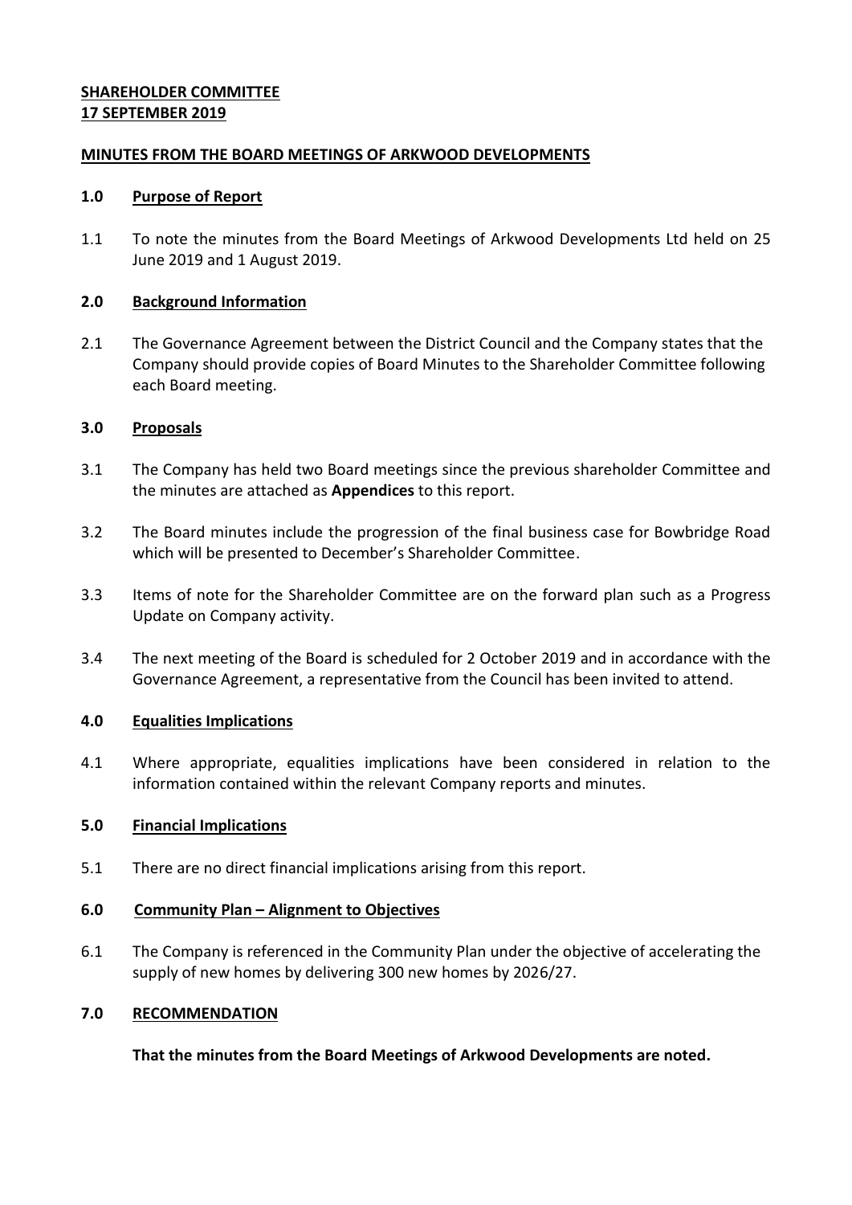**SHAREHOLDER COMMITTEE**
**17 SEPTEMBER 2019**

**MINUTES FROM THE BOARD MEETINGS OF ARKWOOD DEVELOPMENTS**

## 1.0 Purpose of Report

1.1 To note the minutes from the Board Meetings of Arkwood Developments Ltd held on 25 June 2019 and 1 August 2019.

## 2.0 Background Information

2.1 The Governance Agreement between the District Council and the Company states that the Company should provide copies of Board Minutes to the Shareholder Committee following each Board meeting.

## 3.0 Proposals

3.1 The Company has held two Board meetings since the previous shareholder Committee and the minutes are attached as **Appendices** to this report.

3.2 The Board minutes include the progression of the final business case for Bowbridge Road which will be presented to December's Shareholder Committee.

3.3 Items of note for the Shareholder Committee are on the forward plan such as a Progress Update on Company activity.

3.4 The next meeting of the Board is scheduled for 2 October 2019 and in accordance with the Governance Agreement, a representative from the Council has been invited to attend.

## 4.0 Equalities Implications

4.1 Where appropriate, equalities implications have been considered in relation to the information contained within the relevant Company reports and minutes.

## 5.0 Financial Implications

5.1 There are no direct financial implications arising from this report.

## 6.0 Community Plan – Alignment to Objectives

6.1 The Company is referenced in the Community Plan under the objective of accelerating the supply of new homes by delivering 300 new homes by 2026/27.

## 7.0 RECOMMENDATION

**That the minutes from the Board Meetings of Arkwood Developments are noted.**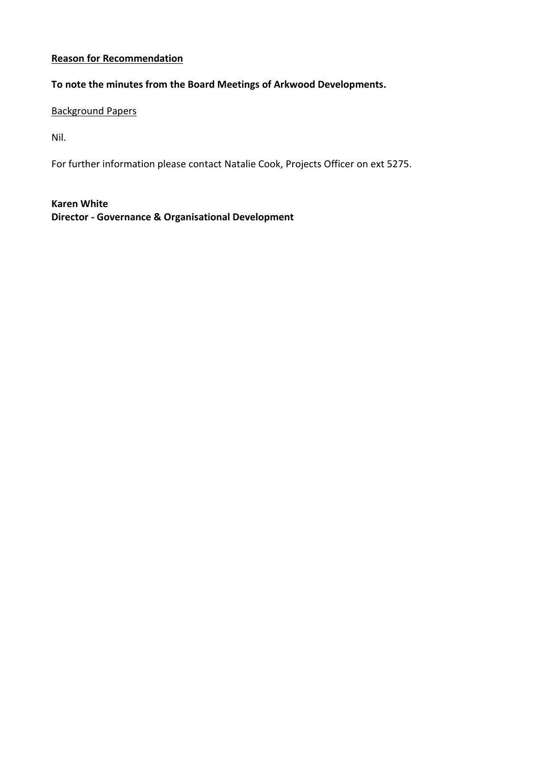**Reason for Recommendation**

**To note the minutes from the Board Meetings of Arkwood Developments.**

Background Papers

Nil.

For further information please contact Natalie Cook, Projects Officer on ext 5275.

**Karen White**
**Director - Governance & Organisational Development**